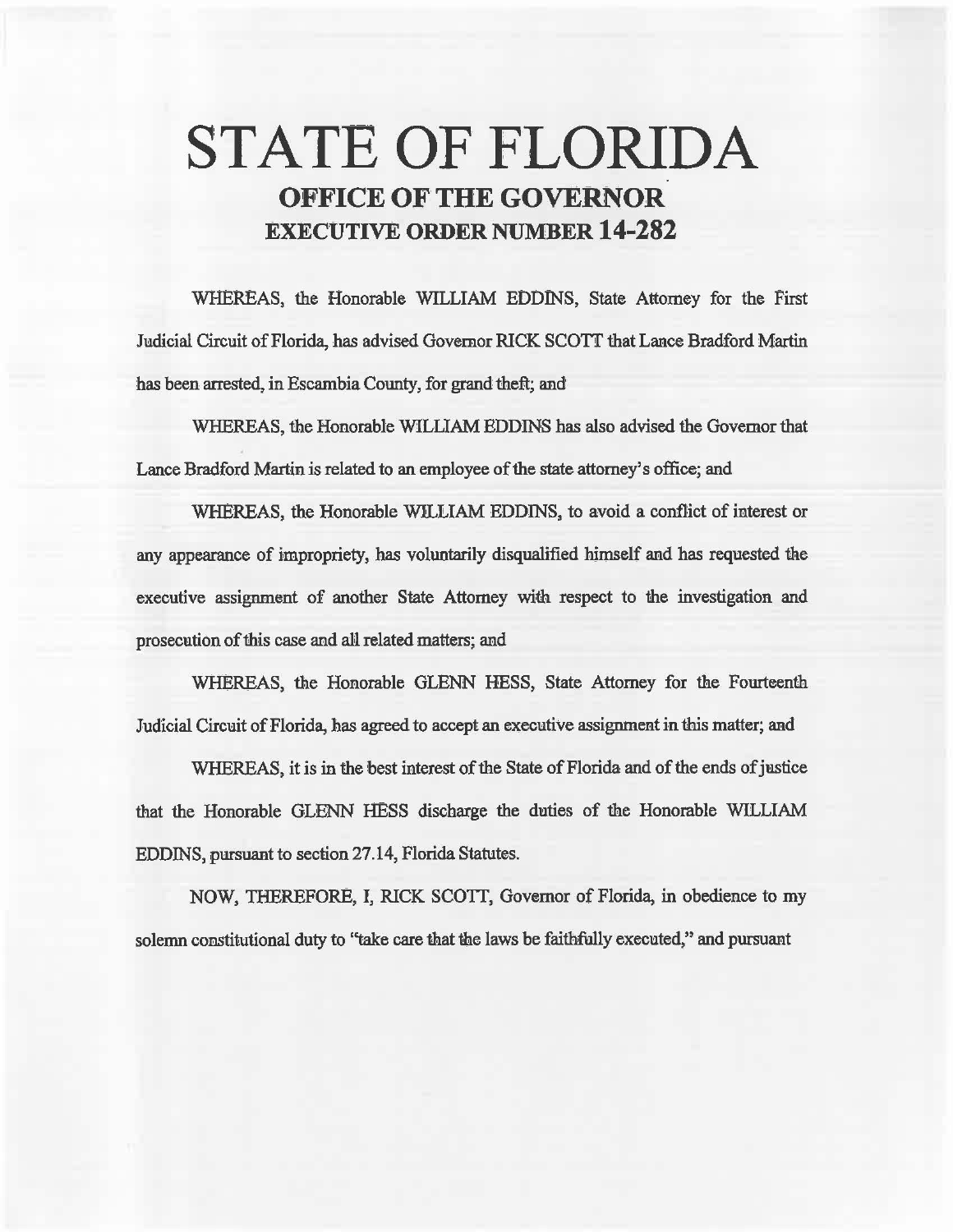# STATE OF FLORIDA

## OFFICE OF THE GOVERNOR

## EXECUTIVE ORDER NUMBER 14-282

WHEREAS, the Honorable WILLIAM EDDINS, State Attorney for the First Judicial Circuit of Florida, has advised Governor RICK SCOTT that Lance Bradford Martin has been arrested, in Escambia County, for grand theft; and

WHEREAS, the Honorable WILLIAM EDDINS has also advised the Governor that Lance Bradford Martin is related to an employee of the state attorney's office; and

WHEREAS, the Honorable WILLIAM EDDINS, to avoid a conflict of interest or any appearance of impropriety, has voluntarily disqualified himself and has requested the executive assignment of another State Attorney with respect to the investigation and prosecution of this case and all related matters; and

WHEREAS, the Honorable GLENN HESS, State Attorney for the Fourteenth Judicial Circuit of Florida, has agreed to accept an executive assignment in this matter; and

WHEREAS, it is in the best interest of the State of Florida and of the ends of justice that the Honorable GLENN HESS discharge the duties of the Honorable WILLIAM EDDINS, pursuant to section 27.14, Florida Statutes.

NOW, THEREFORE, I, RICK SCOTT, Governor of Florida, in obedience to my solemn constitutional duty to "take care that the laws be faithfully executed," and pursuant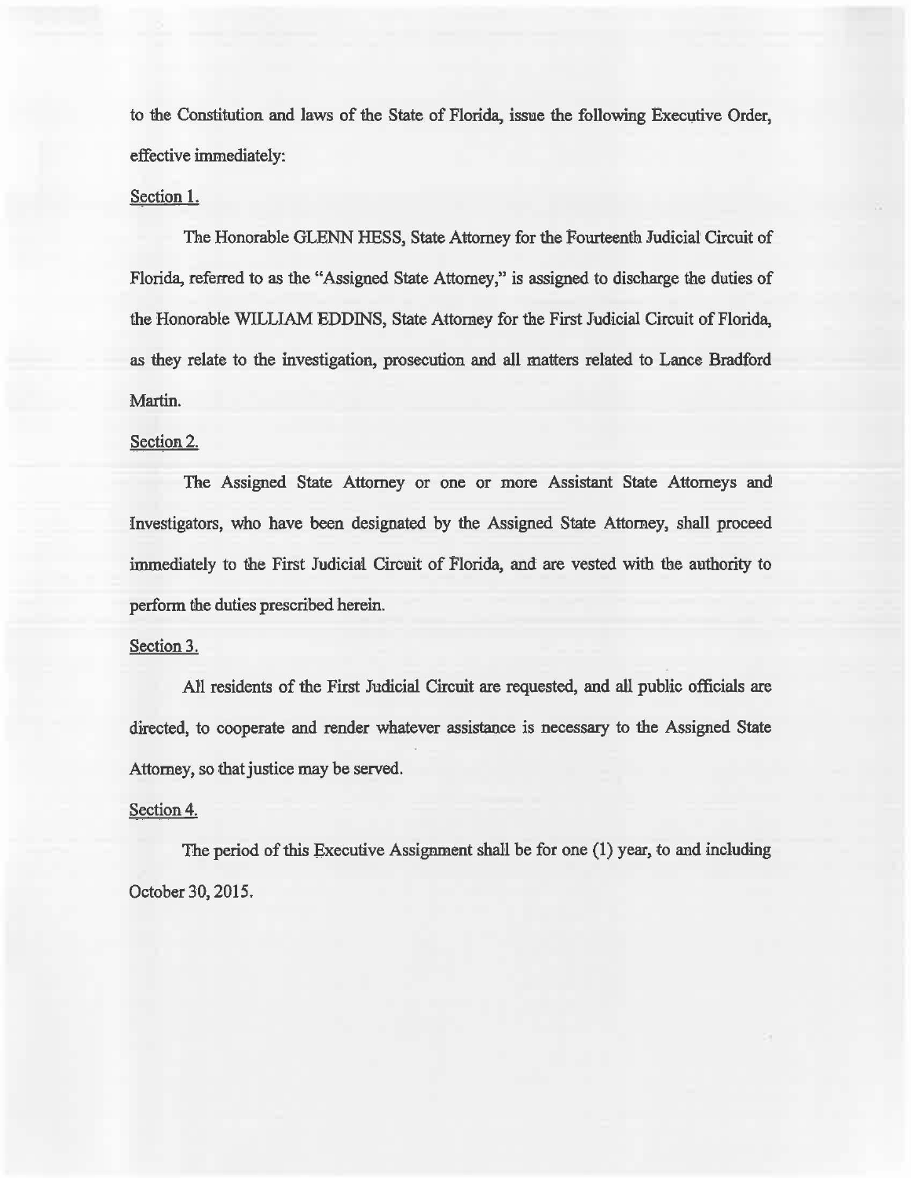to the Constitution and laws of the State of Florida, issue the following Executive Order, effective immediately:

Section 1.

The Honorable GLENN HESS, State Attorney for the Fourteenth Judicial Circuit of Florida, referred to as the "Assigned State Attorney," is assigned to discharge the duties of the Honorable WILLIAM EDDINS, State Attorney for the First Judicial Circuit of Florida, as they relate to the investigation, prosecution and all matters related to Lance Bradford Martin.

Section 2.

The Assigned State Attorney or one or more Assistant State Attorneys and Investigators, who have been designated by the Assigned State Attorney, shall proceed immediately to the First Judicial Circuit of Florida, and are vested with the authority to perform the duties prescribed herein.

Section 3.

All residents of the First Judicial Circuit are requested, and all public officials are directed, to cooperate and render whatever assistance is necessary to the Assigned State Attorney, so that justice may be served.

Section 4.

The period of this Executive Assignment shall be for one (1) year, to and including October 30, 2015.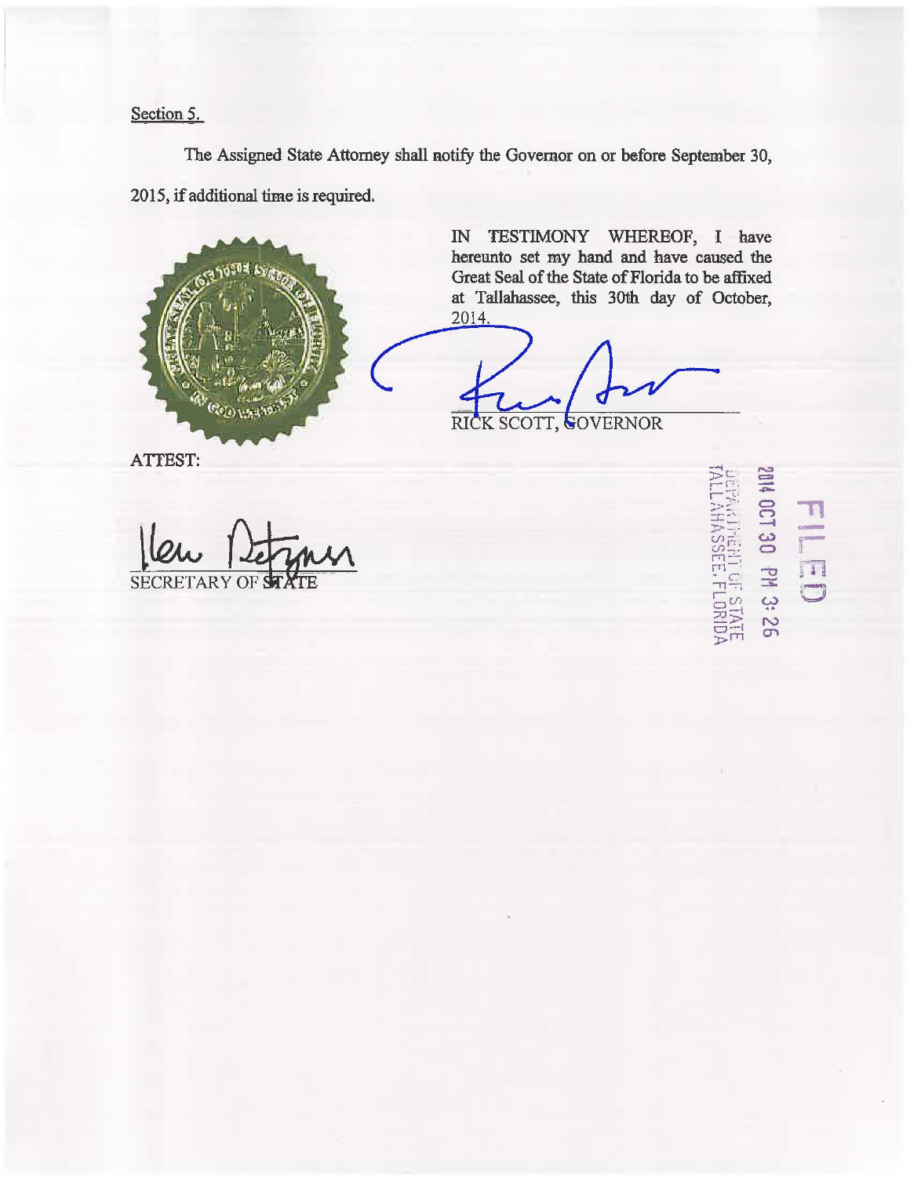Section 5.

The Assigned State Attorney shall notify the Governor on or before September 30, 2015, if additional time is required.

IN TESTIMONY WHEREOF, I have hereunto set my hand and have caused the Great Seal of the State of Florida to be affixed at Tallahassee, this 30th day of October, 2014.

RICK SCOTT, GOVERNOR

ATTEST:

SECRETARY OF STATE

FILED

2014 OCT 30 PM 3:26

DEPARTMENT OF STATE
TALLAHASSEE, FLORIDA